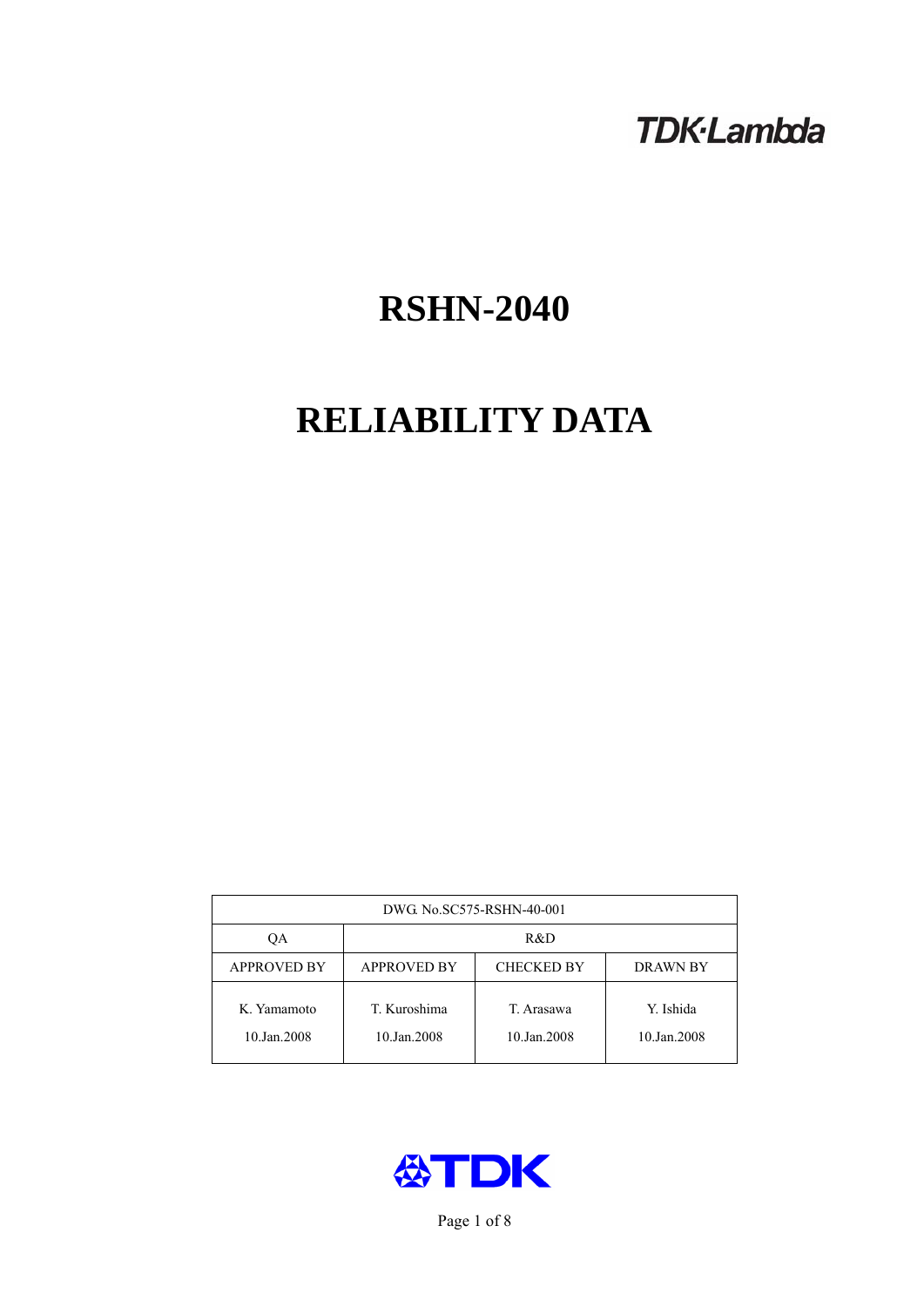TDK·Lambda

# RSHN-2040

# RELIABILITY DATA

| DWG. No.SC575-RSHN-40-001 | | | |
|---|---|---|---|
| QA | R&D | | |
| APPROVED BY | APPROVED BY | CHECKED BY | DRAWN BY |
| K. Yamamoto<br>10.Jan.2008 | T. Kuroshima<br>10.Jan.2008 | T. Arasawa<br>10.Jan.2008 | Y. Ishida<br>10.Jan.2008 |

TDK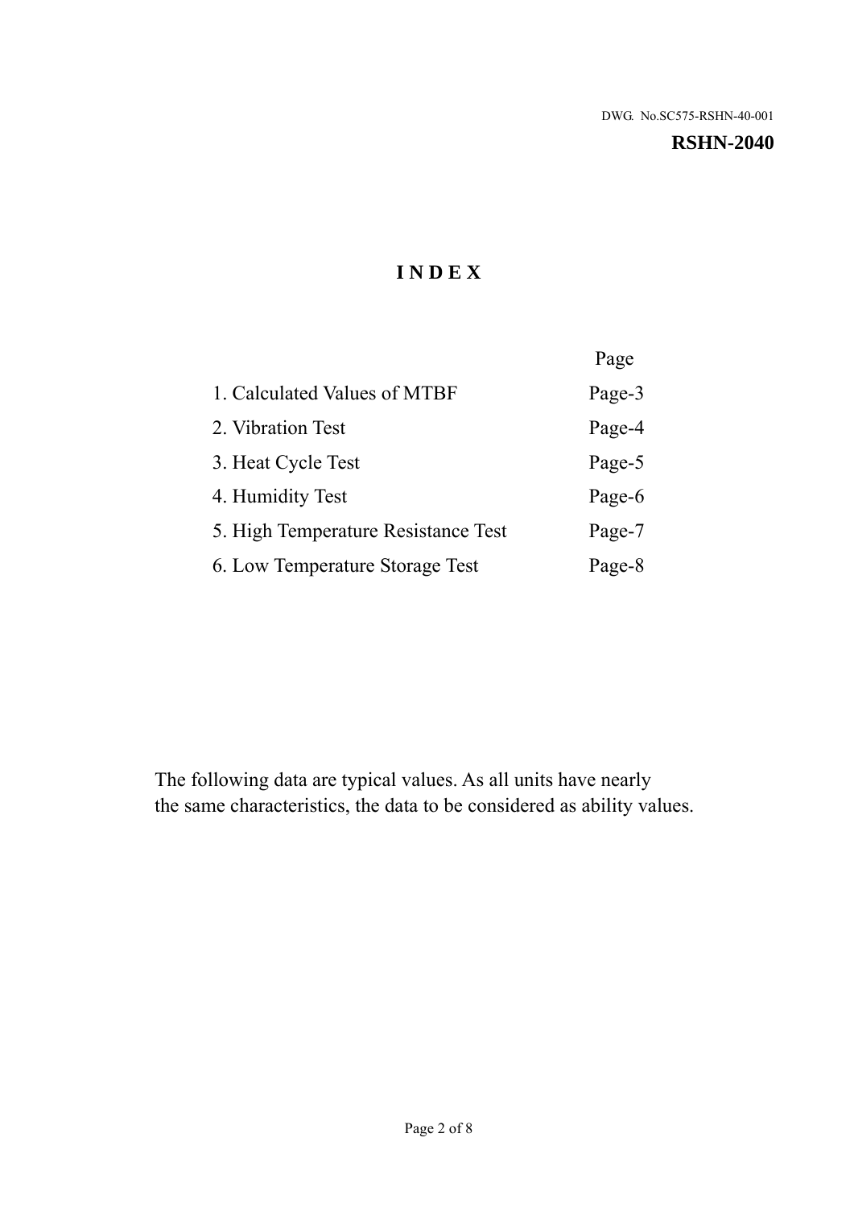DWG. No.SC575-RSHN-40-001

**RSHN-2040**

# INDEX

| | Page |
|---|---|
| 1. Calculated Values of MTBF | Page-3 |
| 2. Vibration Test | Page-4 |
| 3. Heat Cycle Test | Page-5 |
| 4. Humidity Test | Page-6 |
| 5. High Temperature Resistance Test | Page-7 |
| 6. Low Temperature Storage Test | Page-8 |

The following data are typical values. As all units have nearly the same characteristics, the data to be considered as ability values.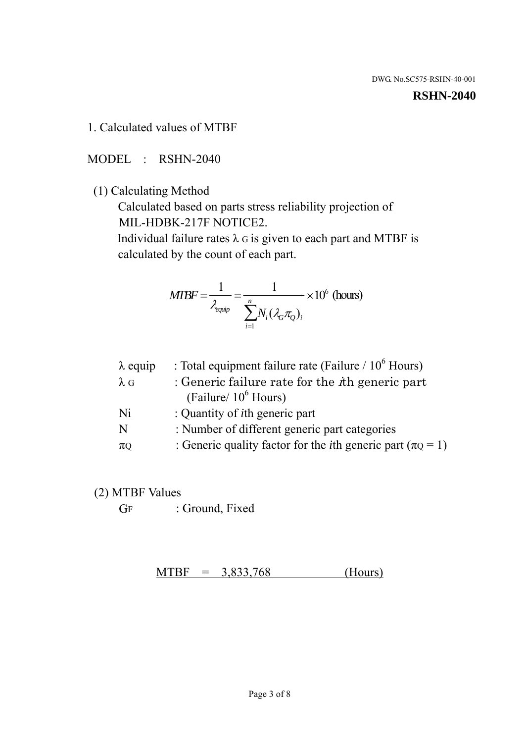DWG. No.SC575-RSHN-40-001

**RSHN-2040**

## 1. Calculated values of MTBF

MODEL : RSHN-2040

(1) Calculating Method

Calculated based on parts stress reliability projection of MIL-HDBK-217F NOTICE2.

Individual failure rates $\lambda_G$ is given to each part and MTBF is calculated by the count of each part.

$$MTBF = \frac{1}{\lambda_{equip}} = \frac{1}{\sum_{i=1}^{n} N_i (\lambda_G \pi_Q)_i} \times 10^6 \text{ (hours)}$$

| | |
|---|---|
| $\lambda$ equip | : Total equipment failure rate (Failure / $10^6$ Hours) |
| $\lambda_G$ | : Generic failure rate for the $i$th generic part (Failure/ $10^6$ Hours) |
| Ni | : Quantity of $i$th generic part |
| N | : Number of different generic part categories |
| $\pi_Q$ | : Generic quality factor for the $i$th generic part ($\pi_Q = 1$) |

(2) MTBF Values

$G_F$ : Ground, Fixed

MTBF = 3,833,768 (Hours)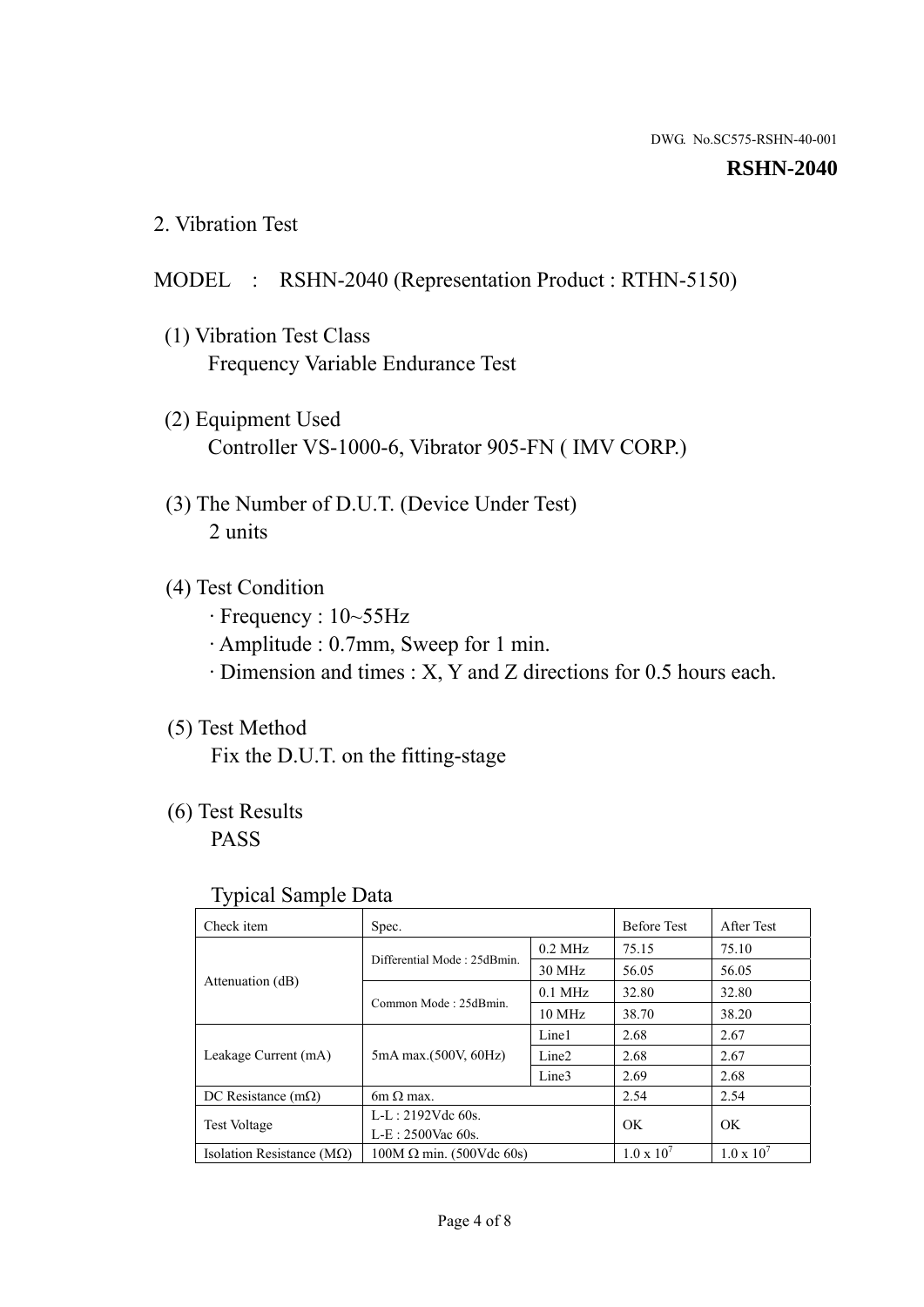DWG. No.SC575-RSHN-40-001

**RSHN-2040**

## 2. Vibration Test

MODEL : RSHN-2040 (Representation Product : RTHN-5150)

(1) Vibration Test Class
Frequency Variable Endurance Test

(2) Equipment Used
Controller VS-1000-6, Vibrator 905-FN ( IMV CORP.)

(3) The Number of D.U.T. (Device Under Test)
2 units

(4) Test Condition
· Frequency : 10~55Hz
· Amplitude : 0.7mm, Sweep for 1 min.
· Dimension and times : X, Y and Z directions for 0.5 hours each.

(5) Test Method
Fix the D.U.T. on the fitting-stage

(6) Test Results
PASS

Typical Sample Data

| Check item | Spec. | | Before Test | After Test |
|---|---|---|---|---|
| Attenuation (dB) | Differential Mode : 25dBmin. | 0.2 MHz | 75.15 | 75.10 |
| | | 30 MHz | 56.05 | 56.05 |
| | Common Mode : 25dBmin. | 0.1 MHz | 32.80 | 32.80 |
| | | 10 MHz | 38.70 | 38.20 |
| Leakage Current (mA) | 5mA max.(500V, 60Hz) | Line1 | 2.68 | 2.67 |
| | | Line2 | 2.68 | 2.67 |
| | | Line3 | 2.69 | 2.68 |
| DC Resistance (mΩ) | 6m Ω max. | | 2.54 | 2.54 |
| Test Voltage | L-L : 2192Vdc 60s.<br>L-E : 2500Vac 60s. | | OK | OK |
| Isolation Resistance (MΩ) | 100M Ω min. (500Vdc 60s) | | $1.0 \times 10^7$ | $1.0 \times 10^7$ |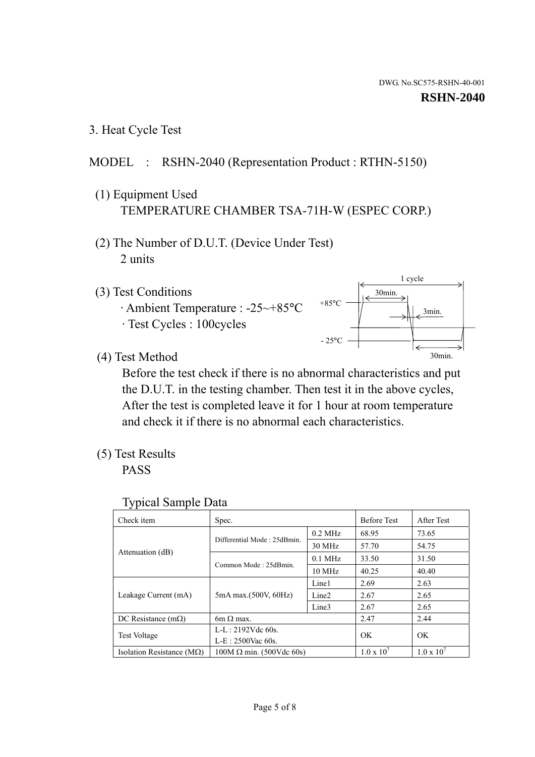DWG. No.SC575-RSHN-40-001

**RSHN-2040**

3. Heat Cycle Test

MODEL : RSHN-2040 (Representation Product : RTHN-5150)

(1) Equipment Used
TEMPERATURE CHAMBER TSA-71H-W (ESPEC CORP.)

(2) The Number of D.U.T. (Device Under Test)
2 units

(3) Test Conditions
· Ambient Temperature : -25~+85°C
· Test Cycles : 100cycles

1 cycle
30min.
+85°C
3min.
- 25°C
30min.

(4) Test Method
Before the test check if there is no abnormal characteristics and put the D.U.T. in the testing chamber. Then test it in the above cycles, After the test is completed leave it for 1 hour at room temperature and check it if there is no abnormal each characteristics.

(5) Test Results
PASS

Typical Sample Data

| Check item | Spec. | | Before Test | After Test |
|---|---|---|---|---|
| Attenuation (dB) | Differential Mode : 25dBmin. | 0.2 MHz | 68.95 | 73.65 |
| | | 30 MHz | 57.70 | 54.75 |
| | Common Mode : 25dBmin. | 0.1 MHz | 33.50 | 31.50 |
| | | 10 MHz | 40.25 | 40.40 |
| Leakage Current (mA) | 5mA max.(500V, 60Hz) | Line1 | 2.69 | 2.63 |
| | | Line2 | 2.67 | 2.65 |
| | | Line3 | 2.67 | 2.65 |
| DC Resistance (mΩ) | 6m Ω max. | | 2.47 | 2.44 |
| Test Voltage | L-L : 2192Vdc 60s. L-E : 2500Vac 60s. | | OK | OK |
| Isolation Resistance (MΩ) | 100M Ω min. (500Vdc 60s) | | $1.0 \times 10^7$ | $1.0 \times 10^7$ |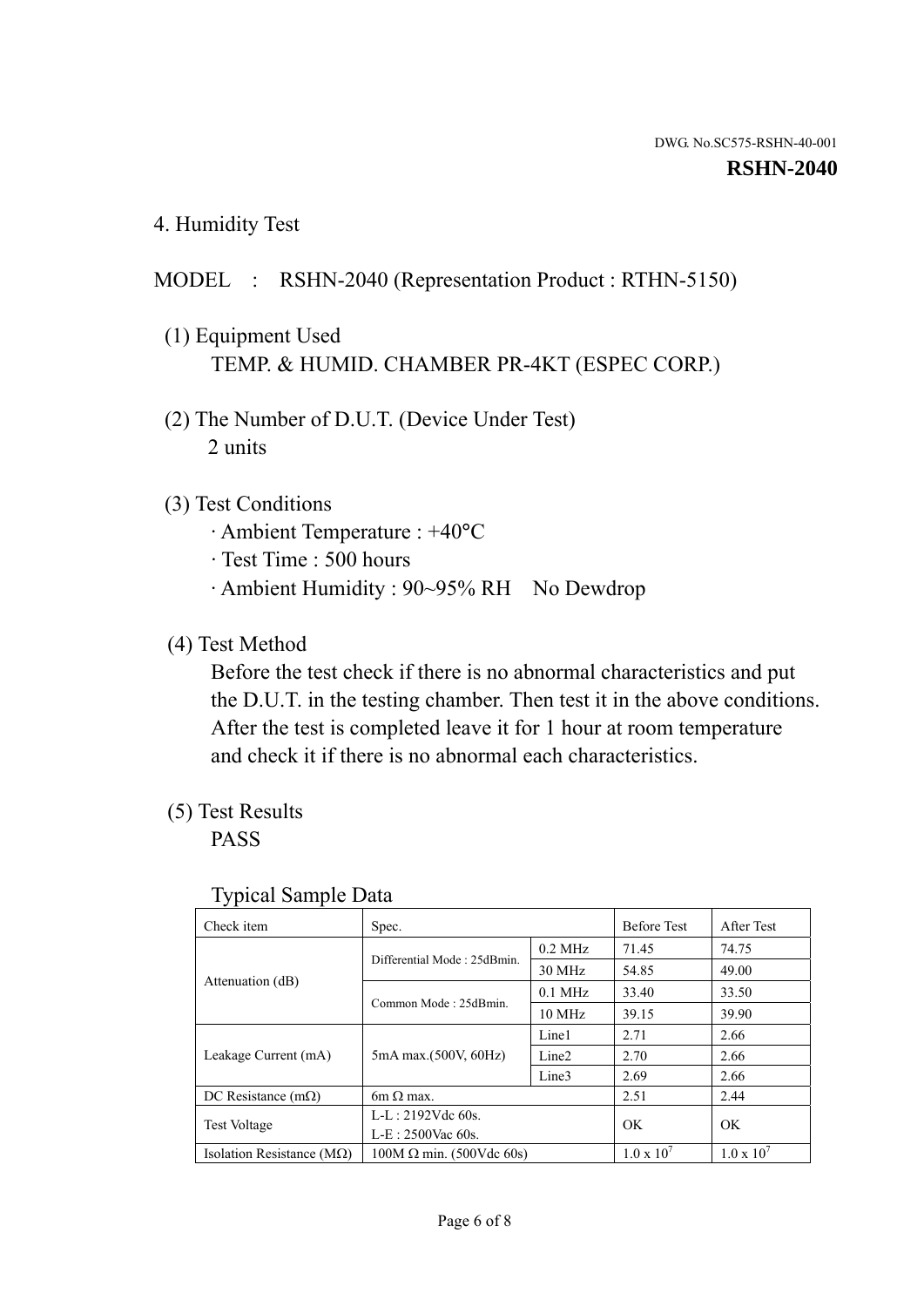DWG. No.SC575-RSHN-40-001

**RSHN-2040**

## 4. Humidity Test

MODEL : RSHN-2040 (Representation Product : RTHN-5150)

(1) Equipment Used
TEMP. & HUMID. CHAMBER PR-4KT (ESPEC CORP.)

(2) The Number of D.U.T. (Device Under Test)
2 units

(3) Test Conditions
· Ambient Temperature : +40°C
· Test Time : 500 hours
· Ambient Humidity : 90~95% RH No Dewdrop

(4) Test Method
Before the test check if there is no abnormal characteristics and put the D.U.T. in the testing chamber. Then test it in the above conditions. After the test is completed leave it for 1 hour at room temperature and check it if there is no abnormal each characteristics.

(5) Test Results
PASS

Typical Sample Data

| Check item | Spec. | | Before Test | After Test |
|---|---|---|---|---|
| Attenuation (dB) | Differential Mode : 25dBmin. | 0.2 MHz | 71.45 | 74.75 |
| | | 30 MHz | 54.85 | 49.00 |
| | Common Mode : 25dBmin. | 0.1 MHz | 33.40 | 33.50 |
| | | 10 MHz | 39.15 | 39.90 |
| Leakage Current (mA) | 5mA max.(500V, 60Hz) | Line1 | 2.71 | 2.66 |
| | | Line2 | 2.70 | 2.66 |
| | | Line3 | 2.69 | 2.66 |
| DC Resistance (mΩ) | 6m Ω max. | | 2.51 | 2.44 |
| Test Voltage | L-L : 2192Vdc 60s.<br>L-E : 2500Vac 60s. | | OK | OK |
| Isolation Resistance (MΩ) | 100M Ω min. (500Vdc 60s) | | $1.0 \times 10^7$ | $1.0 \times 10^7$ |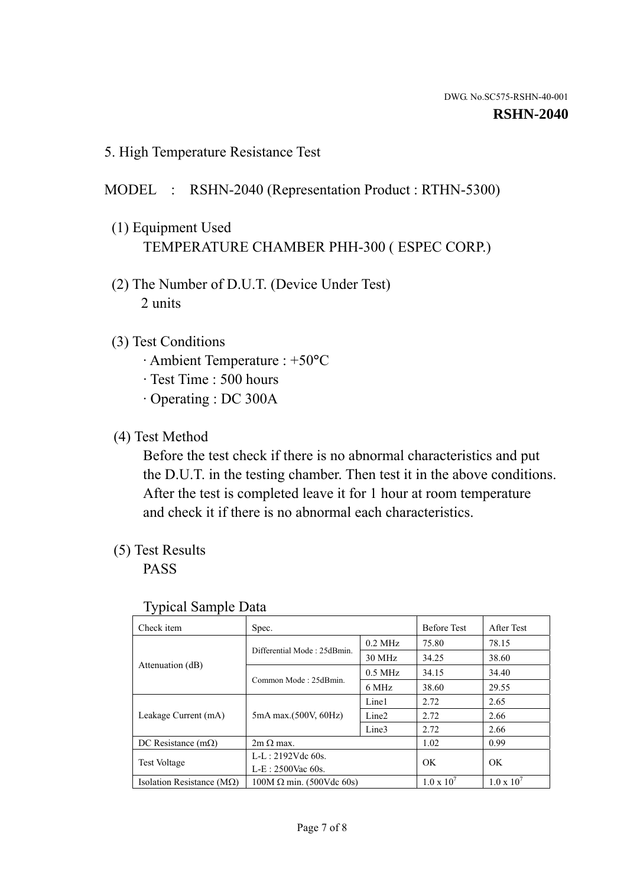DWG. No.SC575-RSHN-40-001

**RSHN-2040**

## 5. High Temperature Resistance Test

MODEL : RSHN-2040 (Representation Product : RTHN-5300)

(1) Equipment Used

TEMPERATURE CHAMBER PHH-300 ( ESPEC CORP.)

(2) The Number of D.U.T. (Device Under Test)

2 units

(3) Test Conditions

· Ambient Temperature : +50°C
· Test Time : 500 hours
· Operating : DC 300A

(4) Test Method

Before the test check if there is no abnormal characteristics and put the D.U.T. in the testing chamber. Then test it in the above conditions. After the test is completed leave it for 1 hour at room temperature and check it if there is no abnormal each characteristics.

(5) Test Results

PASS

Typical Sample Data

| Check item | Spec. | | Before Test | After Test |
|---|---|---|---|---|
| Attenuation (dB) | Differential Mode : 25dBmin. | 0.2 MHz | 75.80 | 78.15 |
| | | 30 MHz | 34.25 | 38.60 |
| | Common Mode : 25dBmin. | 0.5 MHz | 34.15 | 34.40 |
| | | 6 MHz | 38.60 | 29.55 |
| Leakage Current (mA) | 5mA max.(500V, 60Hz) | Line1 | 2.72 | 2.65 |
| | | Line2 | 2.72 | 2.66 |
| | | Line3 | 2.72 | 2.66 |
| DC Resistance (mΩ) | 2m Ω max. | | 1.02 | 0.99 |
| Test Voltage | L-L : 2192Vdc 60s.<br>L-E : 2500Vac 60s. | | OK | OK |
| Isolation Resistance (MΩ) | 100M Ω min. (500Vdc 60s) | | $1.0 \times 10^7$ | $1.0 \times 10^7$ |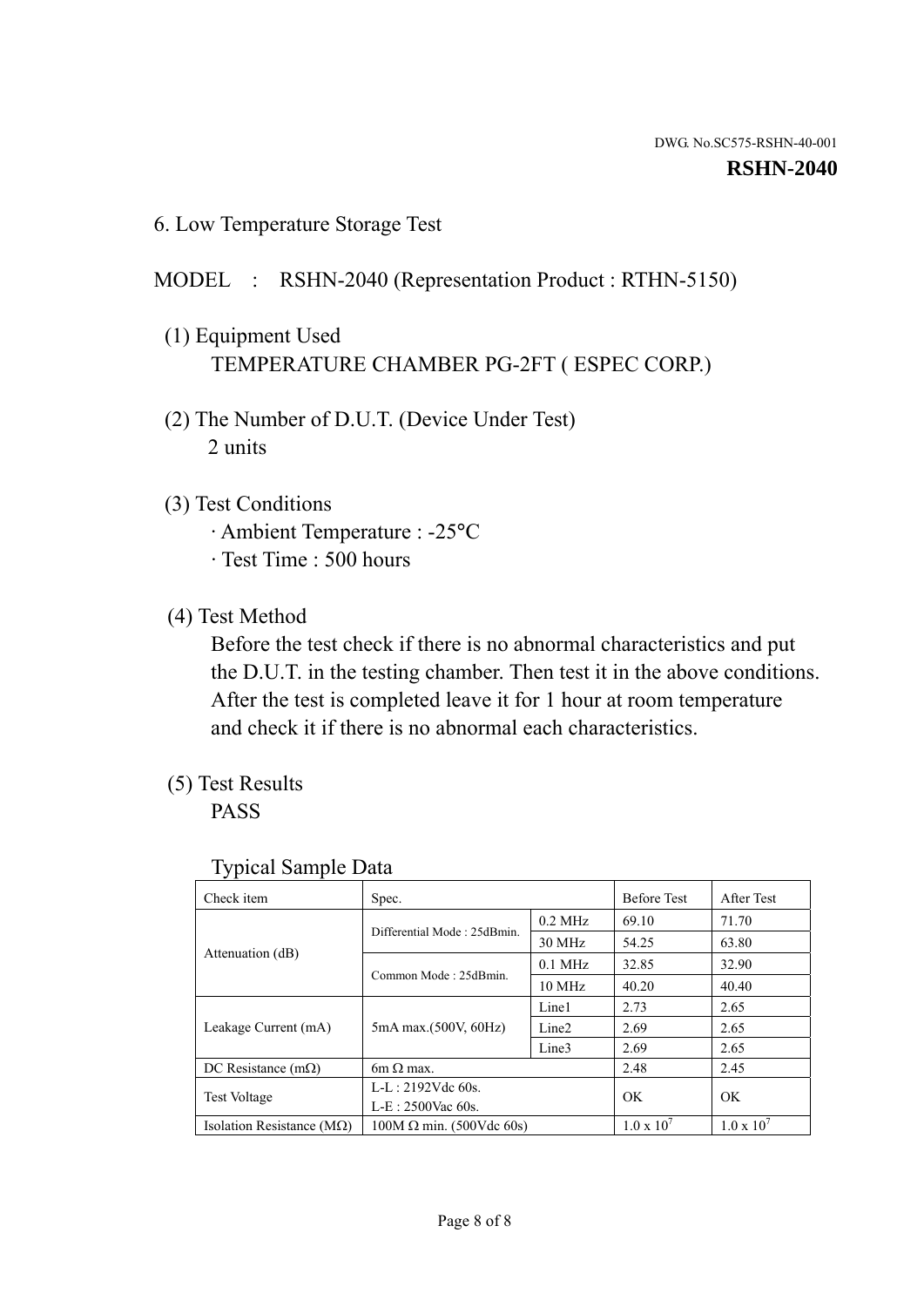DWG. No.SC575-RSHN-40-001

**RSHN-2040**

## 6. Low Temperature Storage Test

MODEL : RSHN-2040 (Representation Product : RTHN-5150)

(1) Equipment Used

TEMPERATURE CHAMBER PG-2FT ( ESPEC CORP.)

(2) The Number of D.U.T. (Device Under Test)

2 units

(3) Test Conditions

· Ambient Temperature : -25°C

· Test Time : 500 hours

(4) Test Method

Before the test check if there is no abnormal characteristics and put the D.U.T. in the testing chamber. Then test it in the above conditions. After the test is completed leave it for 1 hour at room temperature and check it if there is no abnormal each characteristics.

(5) Test Results

PASS

Typical Sample Data

| Check item | Spec. | | Before Test | After Test |
|---|---|---|---|---|
| Attenuation (dB) | Differential Mode : 25dBmin. | 0.2 MHz | 69.10 | 71.70 |
| | | 30 MHz | 54.25 | 63.80 |
| | Common Mode : 25dBmin. | 0.1 MHz | 32.85 | 32.90 |
| | | 10 MHz | 40.20 | 40.40 |
| Leakage Current (mA) | 5mA max.(500V, 60Hz) | Line1 | 2.73 | 2.65 |
| | | Line2 | 2.69 | 2.65 |
| | | Line3 | 2.69 | 2.65 |
| DC Resistance (mΩ) | 6m Ω max. | | 2.48 | 2.45 |
| Test Voltage | L-L : 2192Vdc 60s.<br>L-E : 2500Vac 60s. | | OK | OK |
| Isolation Resistance (MΩ) | 100M Ω min. (500Vdc 60s) | | $1.0 \times 10^7$ | $1.0 \times 10^7$ |